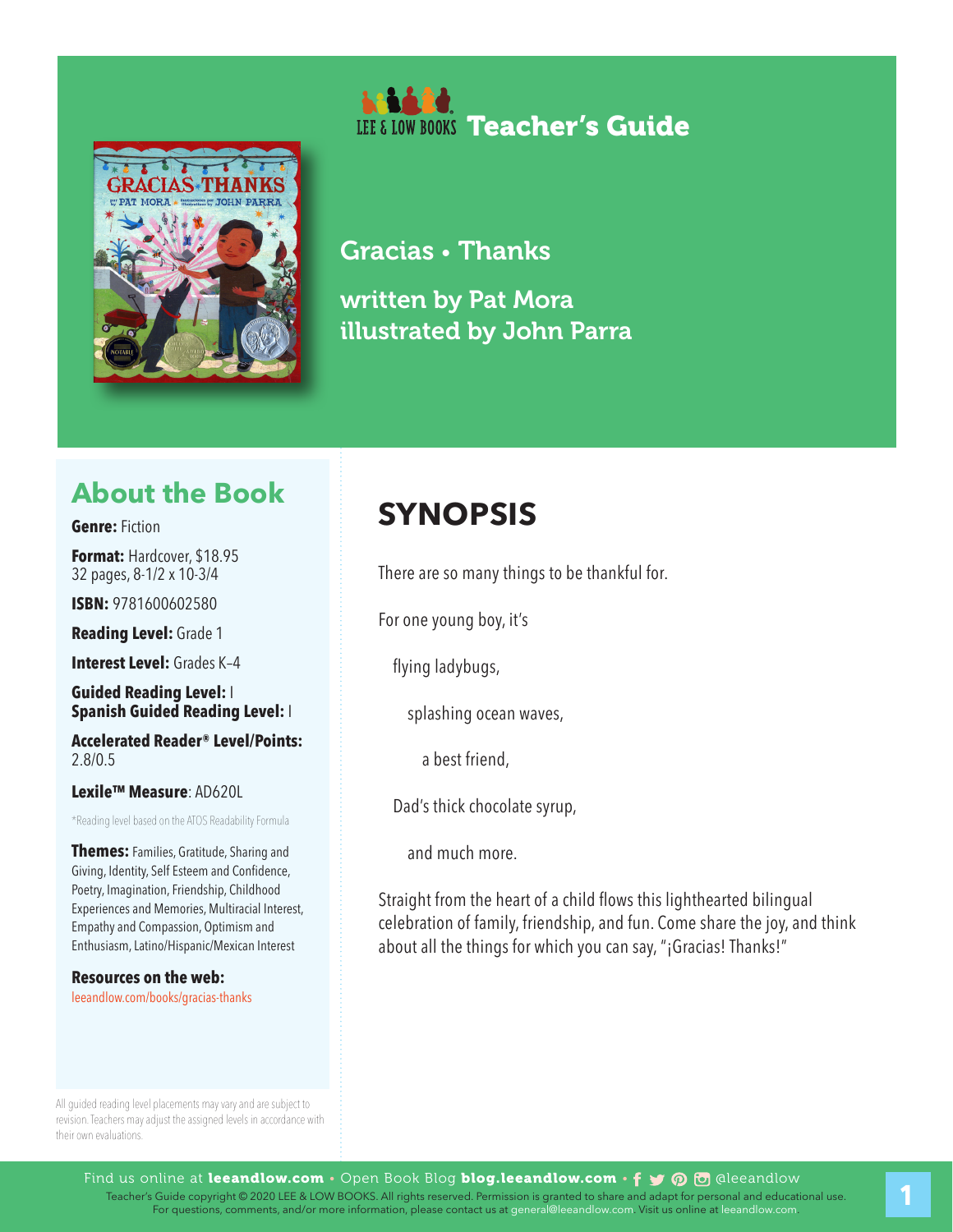LEE & LOW BOOKS **Teacher's Guide**

# Gracias • Thanks

written by Pat Mora
illustrated by John Parra

## About the Book

**Genre:** Fiction

**Format:** Hardcover, $18.95
32 pages, 8-1/2 x 10-3/4

**ISBN:** 9781600602580

**Reading Level:** Grade 1

**Interest Level:** Grades K–4

**Guided Reading Level:** I
**Spanish Guided Reading Level:** I

**Accelerated Reader® Level/Points:** 2.8/0.5

**Lexile™ Measure**: AD620L

*Reading level based on the ATOS Readability Formula

**Themes:** Families, Gratitude, Sharing and Giving, Identity, Self Esteem and Confidence, Poetry, Imagination, Friendship, Childhood Experiences and Memories, Multiracial Interest, Empathy and Compassion, Optimism and Enthusiasm, Latino/Hispanic/Mexican Interest

**Resources on the web:**
leeandlow.com/books/gracias-thanks

All guided reading level placements may vary and are subject to revision. Teachers may adjust the assigned levels in accordance with their own evaluations.

## SYNOPSIS

There are so many things to be thankful for.

For one young boy, it's

flying ladybugs,

splashing ocean waves,

a best friend,

Dad's thick chocolate syrup,

and much more.

Straight from the heart of a child flows this lighthearted bilingual celebration of family, friendship, and fun. Come share the joy, and think about all the things for which you can say, "¡Gracias! Thanks!"

Find us online at **leeandlow.com** • Open Book Blog **blog.leeandlow.com** • @leeandlow
Teacher's Guide copyright © 2020 LEE & LOW BOOKS. All rights reserved. Permission is granted to share and adapt for personal and educational use. For questions, comments, and/or more information, please contact us at general@leeandlow.com. Visit us online at leeandlow.com.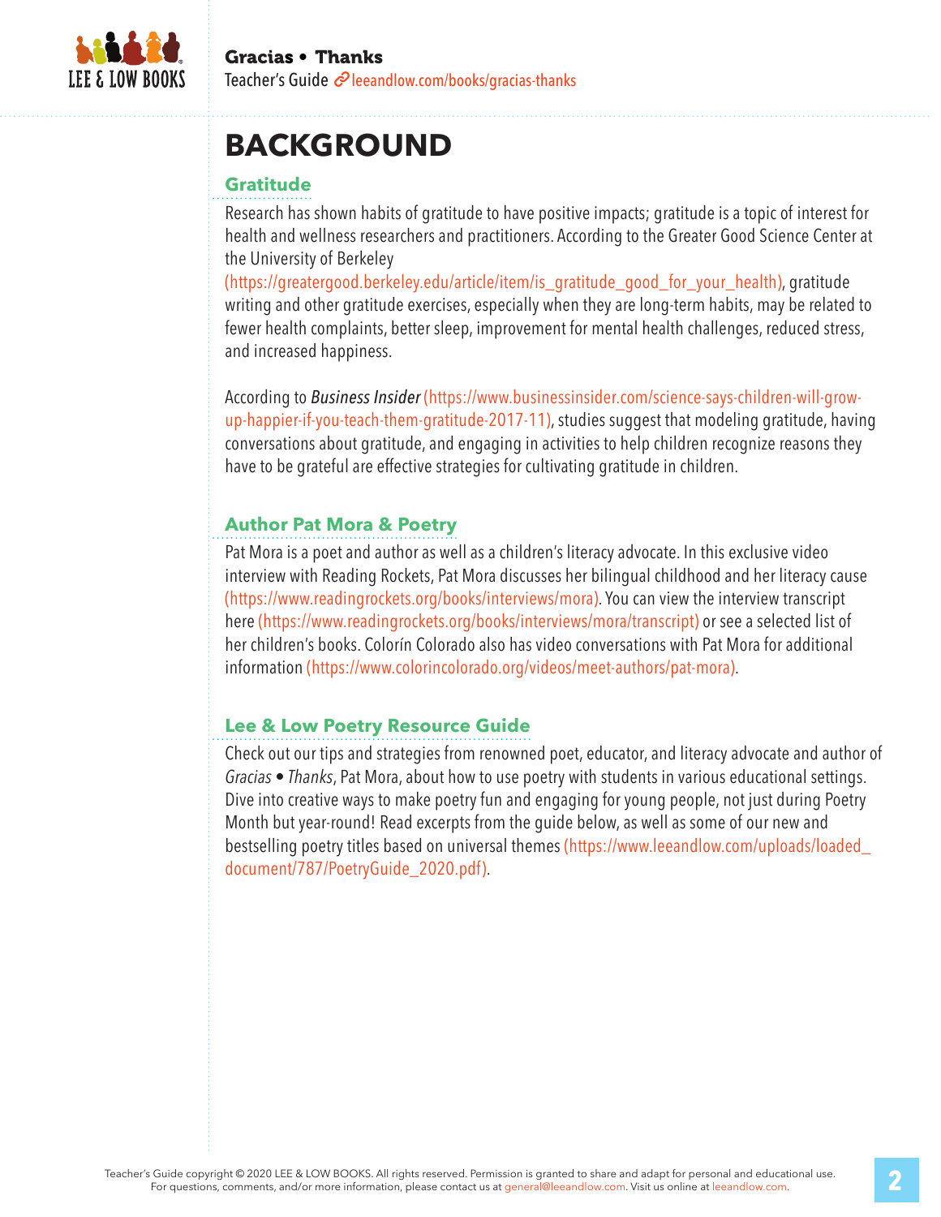# BACKGROUND

## Gratitude

Research has shown habits of gratitude to have positive impacts; gratitude is a topic of interest for health and wellness researchers and practitioners. According to the Greater Good Science Center at the University of Berkeley (https://greatergood.berkeley.edu/article/item/is_gratitude_good_for_your_health), gratitude writing and other gratitude exercises, especially when they are long-term habits, may be related to fewer health complaints, better sleep, improvement for mental health challenges, reduced stress, and increased happiness.

According to *Business Insider* (https://www.businessinsider.com/science-says-children-will-grow-up-happier-if-you-teach-them-gratitude-2017-11), studies suggest that modeling gratitude, having conversations about gratitude, and engaging in activities to help children recognize reasons they have to be grateful are effective strategies for cultivating gratitude in children.

## Author Pat Mora & Poetry

Pat Mora is a poet and author as well as a children's literacy advocate. In this exclusive video interview with Reading Rockets, Pat Mora discusses her bilingual childhood and her literacy cause (https://www.readingrockets.org/books/interviews/mora). You can view the interview transcript here (https://www.readingrockets.org/books/interviews/mora/transcript) or see a selected list of her children's books. Colorín Colorado also has video conversations with Pat Mora for additional information (https://www.colorincolorado.org/videos/meet-authors/pat-mora).

## Lee & Low Poetry Resource Guide

Check out our tips and strategies from renowned poet, educator, and literacy advocate and author of *Gracias • Thanks*, Pat Mora, about how to use poetry with students in various educational settings. Dive into creative ways to make poetry fun and engaging for young people, not just during Poetry Month but year-round! Read excerpts from the guide below, as well as some of our new and bestselling poetry titles based on universal themes (https://www.leeandlow.com/uploads/loaded_document/787/PoetryGuide_2020.pdf).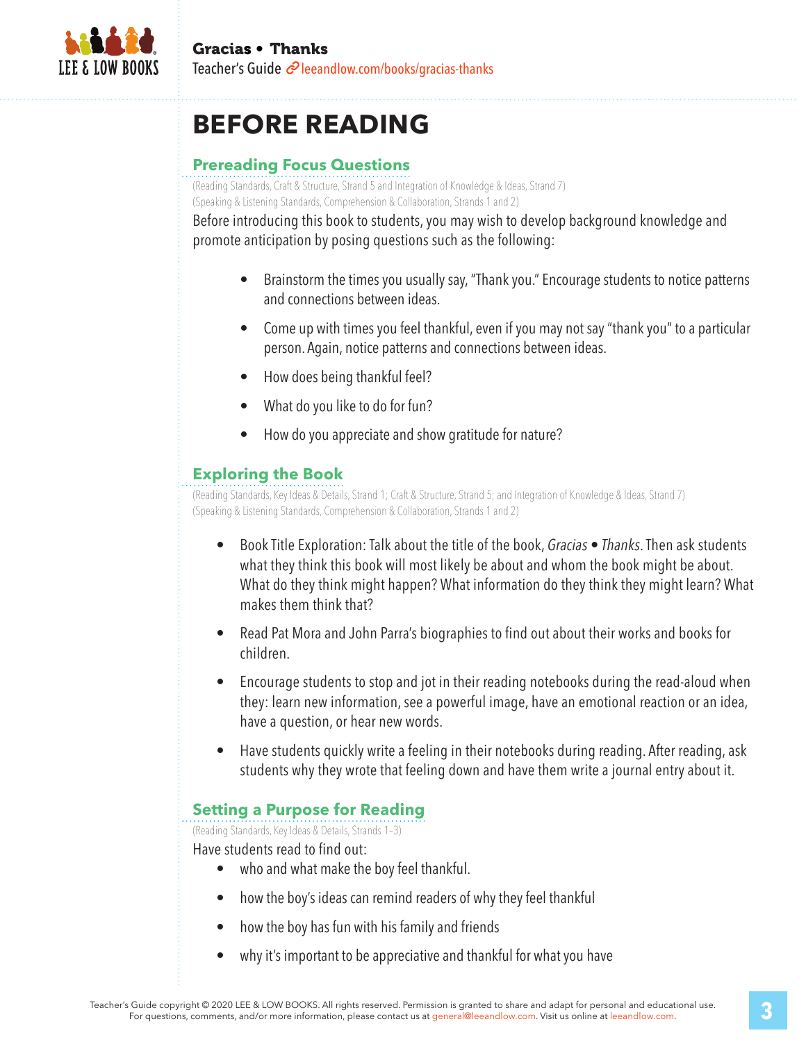# BEFORE READING

## Prereading Focus Questions

(Reading Standards, Craft & Structure, Strand 5 and Integration of Knowledge & Ideas, Strand 7)
(Speaking & Listening Standards, Comprehension & Collaboration, Strands 1 and 2)

Before introducing this book to students, you may wish to develop background knowledge and promote anticipation by posing questions such as the following:

- Brainstorm the times you usually say, "Thank you." Encourage students to notice patterns and connections between ideas.
- Come up with times you feel thankful, even if you may not say "thank you" to a particular person. Again, notice patterns and connections between ideas.
- How does being thankful feel?
- What do you like to do for fun?
- How do you appreciate and show gratitude for nature?

## Exploring the Book

(Reading Standards, Key Ideas & Details, Strand 1; Craft & Structure, Strand 5; and Integration of Knowledge & Ideas, Strand 7)
(Speaking & Listening Standards, Comprehension & Collaboration, Strands 1 and 2)

- Book Title Exploration: Talk about the title of the book, *Gracias • Thanks*. Then ask students what they think this book will most likely be about and whom the book might be about. What do they think might happen? What information do they think they might learn? What makes them think that?
- Read Pat Mora and John Parra's biographies to find out about their works and books for children.
- Encourage students to stop and jot in their reading notebooks during the read-aloud when they: learn new information, see a powerful image, have an emotional reaction or an idea, have a question, or hear new words.
- Have students quickly write a feeling in their notebooks during reading. After reading, ask students why they wrote that feeling down and have them write a journal entry about it.

## Setting a Purpose for Reading

(Reading Standards, Key Ideas & Details, Strands 1–3)

Have students read to find out:

- who and what make the boy feel thankful.
- how the boy's ideas can remind readers of why they feel thankful
- how the boy has fun with his family and friends
- why it's important to be appreciative and thankful for what you have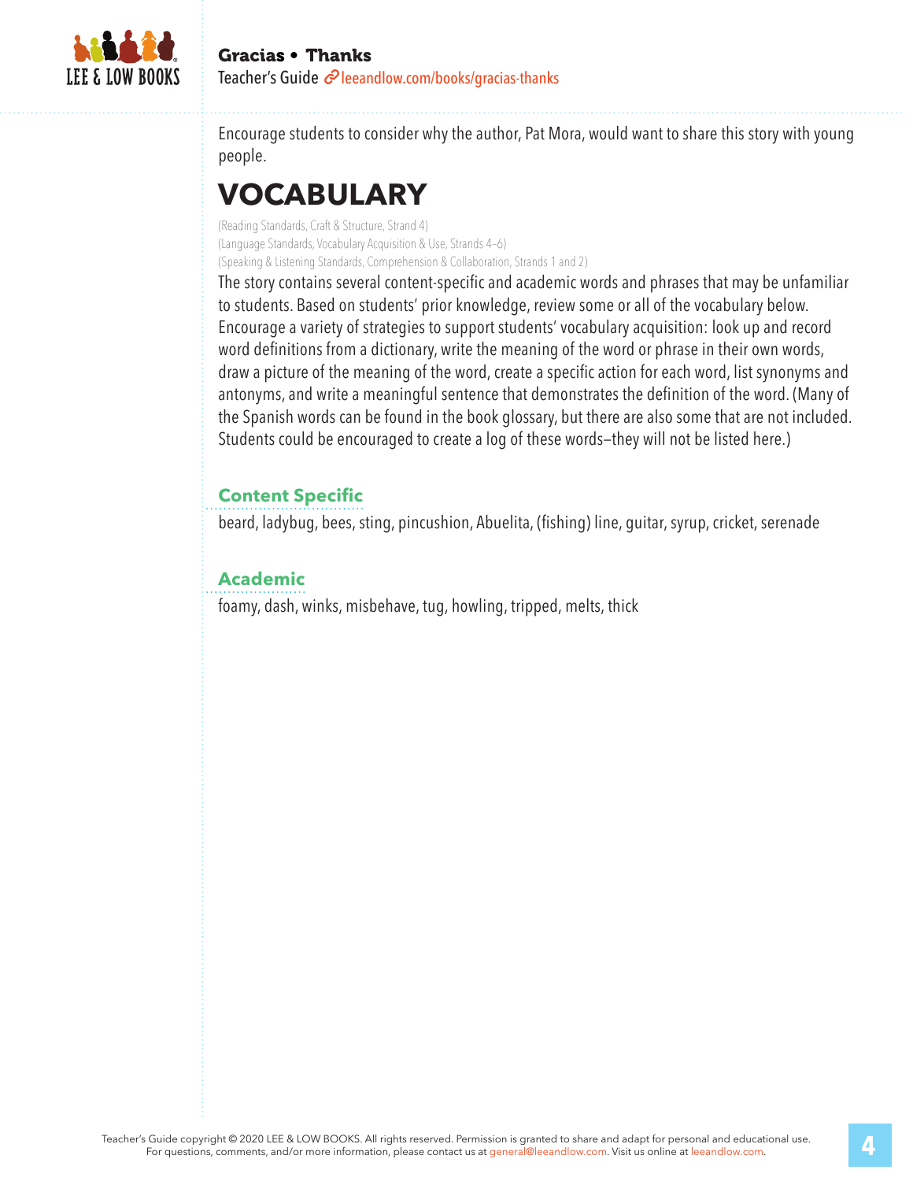Encourage students to consider why the author, Pat Mora, would want to share this story with young people.

# VOCABULARY

(Reading Standards, Craft & Structure, Strand 4)
(Language Standards, Vocabulary Acquisition & Use, Strands 4–6)
(Speaking & Listening Standards, Comprehension & Collaboration, Strands 1 and 2)

The story contains several content-specific and academic words and phrases that may be unfamiliar to students. Based on students' prior knowledge, review some or all of the vocabulary below. Encourage a variety of strategies to support students' vocabulary acquisition: look up and record word definitions from a dictionary, write the meaning of the word or phrase in their own words, draw a picture of the meaning of the word, create a specific action for each word, list synonyms and antonyms, and write a meaningful sentence that demonstrates the definition of the word. (Many of the Spanish words can be found in the book glossary, but there are also some that are not included. Students could be encouraged to create a log of these words—they will not be listed here.)

### Content Specific

beard, ladybug, bees, sting, pincushion, Abuelita, (fishing) line, guitar, syrup, cricket, serenade

### Academic

foamy, dash, winks, misbehave, tug, howling, tripped, melts, thick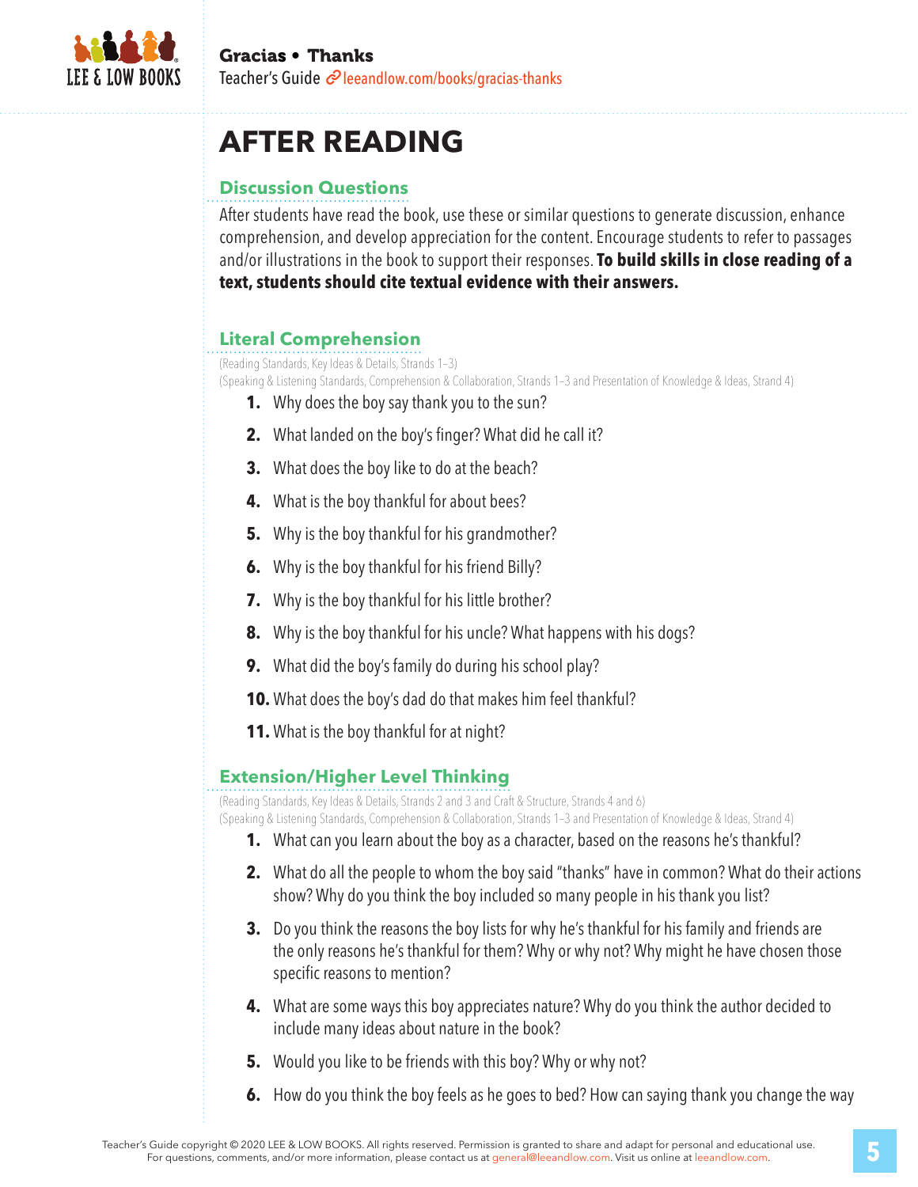# AFTER READING

## Discussion Questions

After students have read the book, use these or similar questions to generate discussion, enhance comprehension, and develop appreciation for the content. Encourage students to refer to passages and/or illustrations in the book to support their responses. **To build skills in close reading of a text, students should cite textual evidence with their answers.**

### Literal Comprehension

(Reading Standards, Key Ideas & Details, Strands 1–3)
(Speaking & Listening Standards, Comprehension & Collaboration, Strands 1–3 and Presentation of Knowledge & Ideas, Strand 4)

1. Why does the boy say thank you to the sun?
2. What landed on the boy's finger? What did he call it?
3. What does the boy like to do at the beach?
4. What is the boy thankful for about bees?
5. Why is the boy thankful for his grandmother?
6. Why is the boy thankful for his friend Billy?
7. Why is the boy thankful for his little brother?
8. Why is the boy thankful for his uncle? What happens with his dogs?
9. What did the boy's family do during his school play?
10. What does the boy's dad do that makes him feel thankful?
11. What is the boy thankful for at night?

### Extension/Higher Level Thinking

(Reading Standards, Key Ideas & Details, Strands 2 and 3 and Craft & Structure, Strands 4 and 6)
(Speaking & Listening Standards, Comprehension & Collaboration, Strands 1–3 and Presentation of Knowledge & Ideas, Strand 4)

1. What can you learn about the boy as a character, based on the reasons he's thankful?
2. What do all the people to whom the boy said "thanks" have in common? What do their actions show? Why do you think the boy included so many people in his thank you list?
3. Do you think the reasons the boy lists for why he's thankful for his family and friends are the only reasons he's thankful for them? Why or why not? Why might he have chosen those specific reasons to mention?
4. What are some ways this boy appreciates nature? Why do you think the author decided to include many ideas about nature in the book?
5. Would you like to be friends with this boy? Why or why not?
6. How do you think the boy feels as he goes to bed? How can saying thank you change the way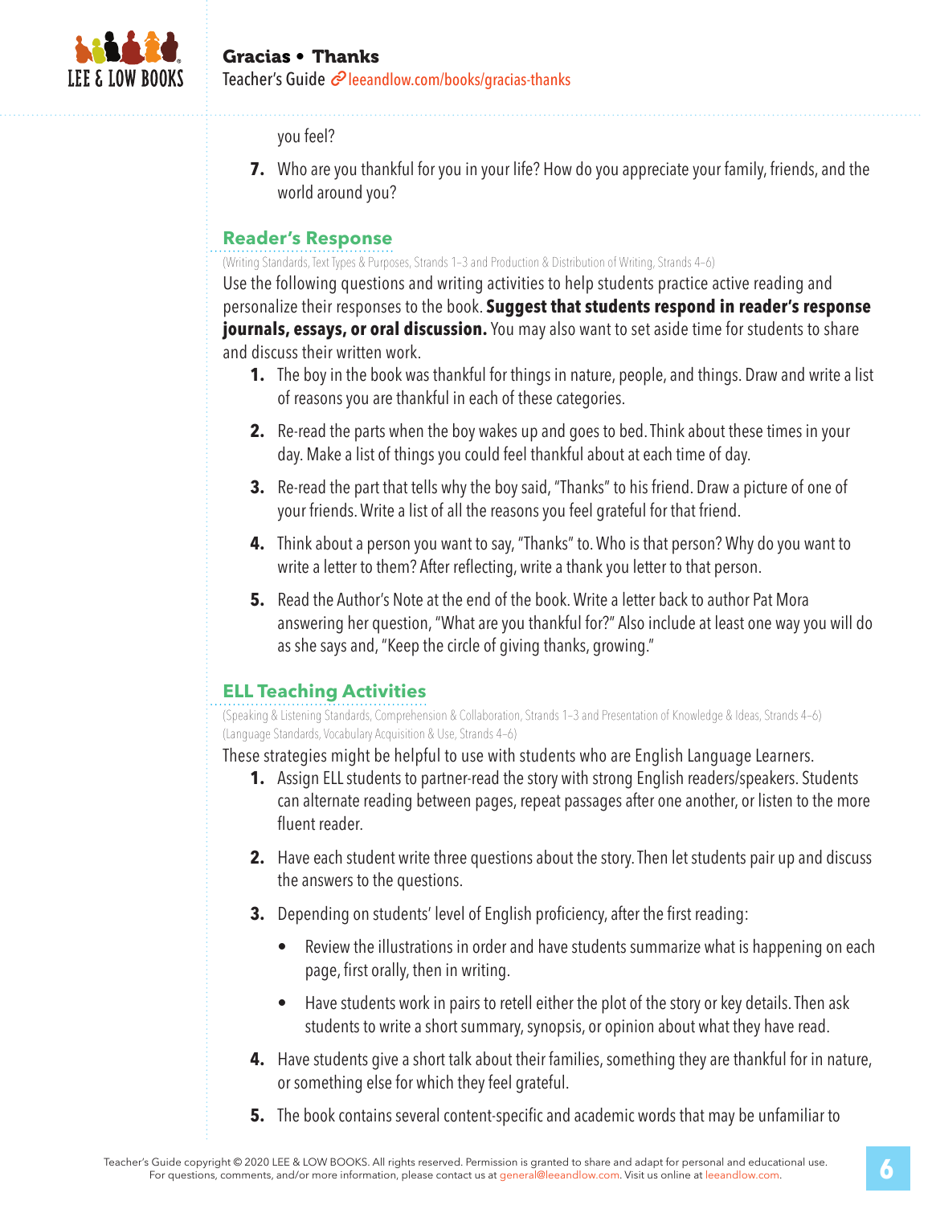you feel?

7. Who are you thankful for you in your life? How do you appreciate your family, friends, and the world around you?

## Reader's Response

(Writing Standards, Text Types & Purposes, Strands 1–3 and Production & Distribution of Writing, Strands 4–6)

Use the following questions and writing activities to help students practice active reading and personalize their responses to the book. **Suggest that students respond in reader's response journals, essays, or oral discussion.** You may also want to set aside time for students to share and discuss their written work.

1. The boy in the book was thankful for things in nature, people, and things. Draw and write a list of reasons you are thankful in each of these categories.
2. Re-read the parts when the boy wakes up and goes to bed. Think about these times in your day. Make a list of things you could feel thankful about at each time of day.
3. Re-read the part that tells why the boy said, "Thanks" to his friend. Draw a picture of one of your friends. Write a list of all the reasons you feel grateful for that friend.
4. Think about a person you want to say, "Thanks" to. Who is that person? Why do you want to write a letter to them? After reflecting, write a thank you letter to that person.
5. Read the Author's Note at the end of the book. Write a letter back to author Pat Mora answering her question, "What are you thankful for?" Also include at least one way you will do as she says and, "Keep the circle of giving thanks, growing."

## ELL Teaching Activities

(Speaking & Listening Standards, Comprehension & Collaboration, Strands 1–3 and Presentation of Knowledge & Ideas, Strands 4–6)
(Language Standards, Vocabulary Acquisition & Use, Strands 4–6)

These strategies might be helpful to use with students who are English Language Learners.

1. Assign ELL students to partner-read the story with strong English readers/speakers. Students can alternate reading between pages, repeat passages after one another, or listen to the more fluent reader.
2. Have each student write three questions about the story. Then let students pair up and discuss the answers to the questions.
3. Depending on students' level of English proficiency, after the first reading:
   - Review the illustrations in order and have students summarize what is happening on each page, first orally, then in writing.
   - Have students work in pairs to retell either the plot of the story or key details. Then ask students to write a short summary, synopsis, or opinion about what they have read.
4. Have students give a short talk about their families, something they are thankful for in nature, or something else for which they feel grateful.
5. The book contains several content-specific and academic words that may be unfamiliar to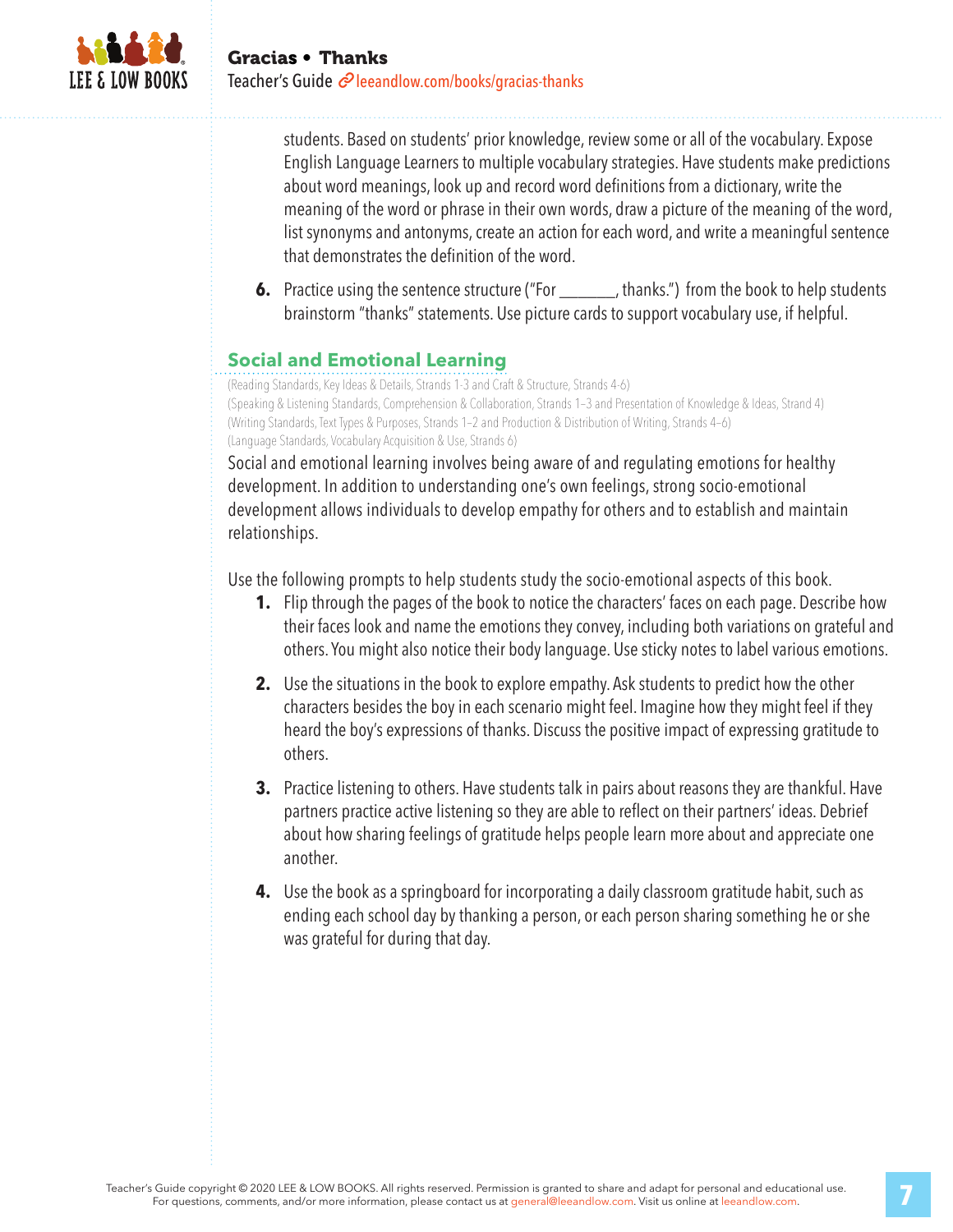students. Based on students' prior knowledge, review some or all of the vocabulary. Expose English Language Learners to multiple vocabulary strategies. Have students make predictions about word meanings, look up and record word definitions from a dictionary, write the meaning of the word or phrase in their own words, draw a picture of the meaning of the word, list synonyms and antonyms, create an action for each word, and write a meaningful sentence that demonstrates the definition of the word.

6. Practice using the sentence structure ("For _______, thanks.") from the book to help students brainstorm "thanks" statements. Use picture cards to support vocabulary use, if helpful.

## Social and Emotional Learning

(Reading Standards, Key Ideas & Details, Strands 1-3 and Craft & Structure, Strands 4-6)
(Speaking & Listening Standards, Comprehension & Collaboration, Strands 1–3 and Presentation of Knowledge & Ideas, Strand 4)
(Writing Standards, Text Types & Purposes, Strands 1–2 and Production & Distribution of Writing, Strands 4–6)
(Language Standards, Vocabulary Acquisition & Use, Strands 6)

Social and emotional learning involves being aware of and regulating emotions for healthy development. In addition to understanding one's own feelings, strong socio-emotional development allows individuals to develop empathy for others and to establish and maintain relationships.

Use the following prompts to help students study the socio-emotional aspects of this book.

1. Flip through the pages of the book to notice the characters' faces on each page. Describe how their faces look and name the emotions they convey, including both variations on grateful and others. You might also notice their body language. Use sticky notes to label various emotions.

2. Use the situations in the book to explore empathy. Ask students to predict how the other characters besides the boy in each scenario might feel. Imagine how they might feel if they heard the boy's expressions of thanks. Discuss the positive impact of expressing gratitude to others.

3. Practice listening to others. Have students talk in pairs about reasons they are thankful. Have partners practice active listening so they are able to reflect on their partners' ideas. Debrief about how sharing feelings of gratitude helps people learn more about and appreciate one another.

4. Use the book as a springboard for incorporating a daily classroom gratitude habit, such as ending each school day by thanking a person, or each person sharing something he or she was grateful for during that day.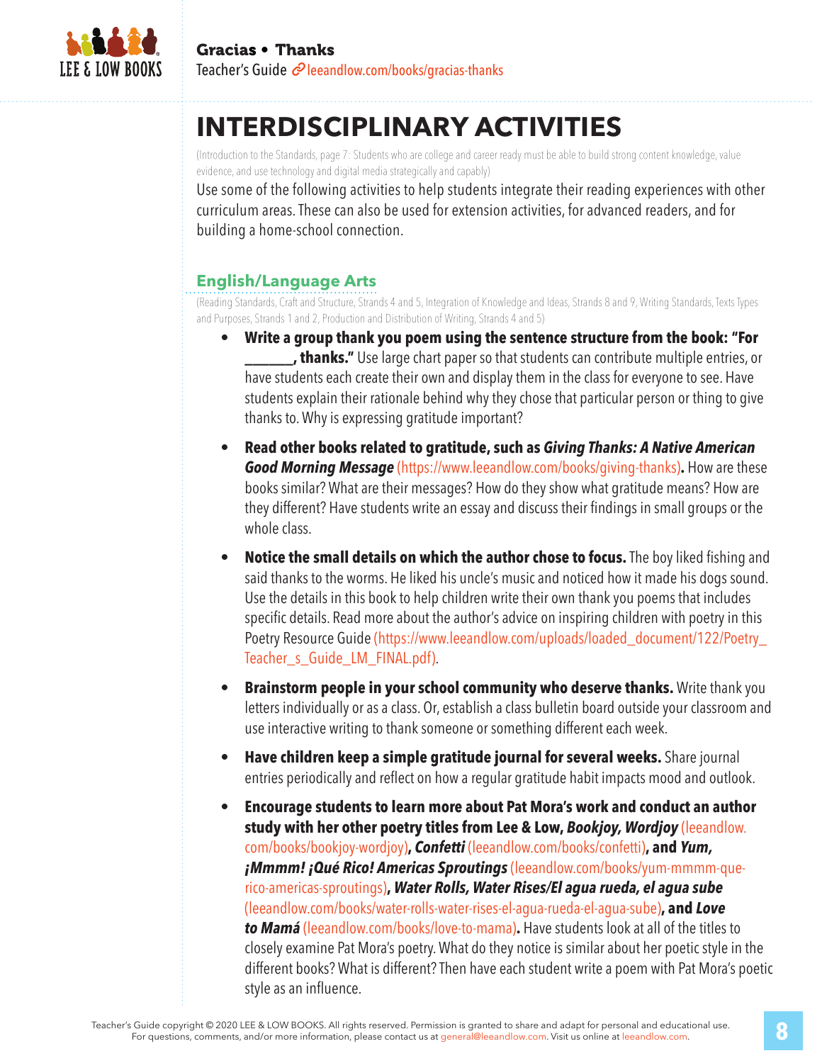# INTERDISCIPLINARY ACTIVITIES

(Introduction to the Standards, page 7: Students who are college and career ready must be able to build strong content knowledge, value evidence, and use technology and digital media strategically and capably)

Use some of the following activities to help students integrate their reading experiences with other curriculum areas. These can also be used for extension activities, for advanced readers, and for building a home-school connection.

## English/Language Arts

(Reading Standards, Craft and Structure, Strands 4 and 5, Integration of Knowledge and Ideas, Strands 8 and 9, Writing Standards, Texts Types and Purposes, Strands 1 and 2, Production and Distribution of Writing, Strands 4 and 5)

- **Write a group thank you poem using the sentence structure from the book: "For ______, thanks."** Use large chart paper so that students can contribute multiple entries, or have students each create their own and display them in the class for everyone to see. Have students explain their rationale behind why they chose that particular person or thing to give thanks to. Why is expressing gratitude important?
- **Read other books related to gratitude, such as *Giving Thanks: A Native American Good Morning Message*** (https://www.leeandlow.com/books/giving-thanks)**.** How are these books similar? What are their messages? How do they show what gratitude means? How are they different? Have students write an essay and discuss their findings in small groups or the whole class.
- **Notice the small details on which the author chose to focus.** The boy liked fishing and said thanks to the worms. He liked his uncle's music and noticed how it made his dogs sound. Use the details in this book to help children write their own thank you poems that includes specific details. Read more about the author's advice on inspiring children with poetry in this Poetry Resource Guide (https://www.leeandlow.com/uploads/loaded_document/122/Poetry_Teacher_s_Guide_LM_FINAL.pdf).
- **Brainstorm people in your school community who deserve thanks.** Write thank you letters individually or as a class. Or, establish a class bulletin board outside your classroom and use interactive writing to thank someone or something different each week.
- **Have children keep a simple gratitude journal for several weeks.** Share journal entries periodically and reflect on how a regular gratitude habit impacts mood and outlook.
- **Encourage students to learn more about Pat Mora's work and conduct an author study with her other poetry titles from Lee & Low, *Bookjoy, Wordjoy*** (leeandlow.com/books/bookjoy-wordjoy)**, *Confetti*** (leeandlow.com/books/confetti)**, and *Yum, ¡Mmmm! ¡Qué Rico! Americas Sproutings*** (leeandlow.com/books/yum-mmmm-que-rico-americas-sproutings)**, *Water Rolls, Water Rises/El agua rueda, el agua sube*** (leeandlow.com/books/water-rolls-water-rises-el-agua-rueda-el-agua-sube)**, and *Love to Mamá*** (leeandlow.com/books/love-to-mama)**.** Have students look at all of the titles to closely examine Pat Mora's poetry. What do they notice is similar about her poetic style in the different books? What is different? Then have each student write a poem with Pat Mora's poetic style as an influence.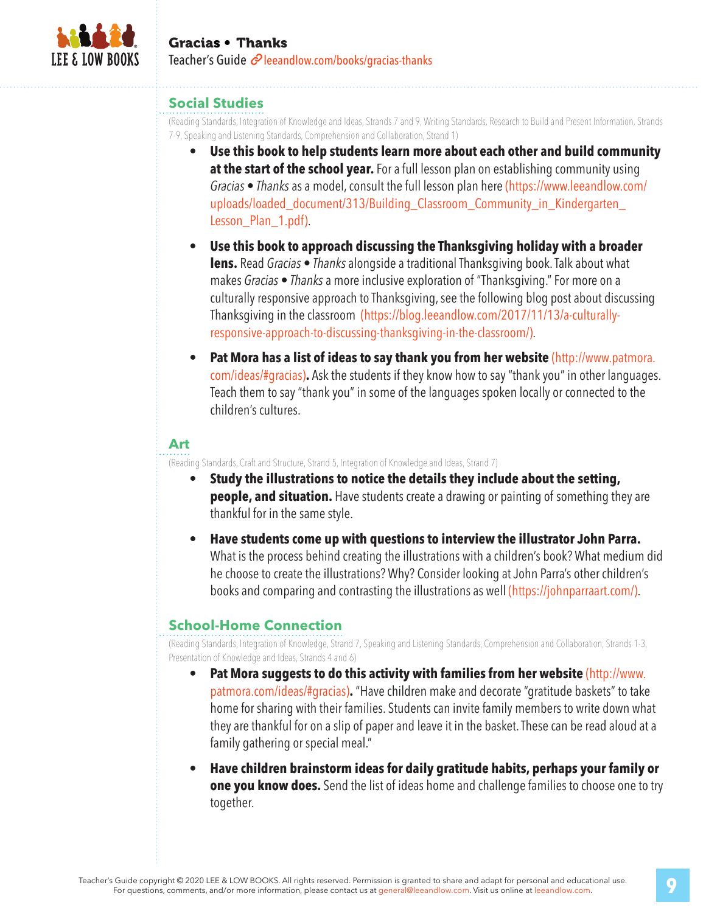## Social Studies

(Reading Standards, Integration of Knowledge and Ideas, Strands 7 and 9, Writing Standards, Research to Build and Present Information, Strands 7-9, Speaking and Listening Standards, Comprehension and Collaboration, Strand 1)

- **Use this book to help students learn more about each other and build community at the start of the school year.** For a full lesson plan on establishing community using *Gracias • Thanks* as a model, consult the full lesson plan here (https://www.leeandlow.com/uploads/loaded_document/313/Building_Classroom_Community_in_Kindergarten_Lesson_Plan_1.pdf).

- **Use this book to approach discussing the Thanksgiving holiday with a broader lens.** Read *Gracias • Thanks* alongside a traditional Thanksgiving book. Talk about what makes *Gracias • Thanks* a more inclusive exploration of "Thanksgiving." For more on a culturally responsive approach to Thanksgiving, see the following blog post about discussing Thanksgiving in the classroom (https://blog.leeandlow.com/2017/11/13/a-culturally-responsive-approach-to-discussing-thanksgiving-in-the-classroom/).

- **Pat Mora has a list of ideas to say thank you from her website** (http://www.patmora.com/ideas/#gracias)**.** Ask the students if they know how to say "thank you" in other languages. Teach them to say "thank you" in some of the languages spoken locally or connected to the children's cultures.

## Art

(Reading Standards, Craft and Structure, Strand 5, Integration of Knowledge and Ideas, Strand 7)

- **Study the illustrations to notice the details they include about the setting, people, and situation.** Have students create a drawing or painting of something they are thankful for in the same style.

- **Have students come up with questions to interview the illustrator John Parra.** What is the process behind creating the illustrations with a children's book? What medium did he choose to create the illustrations? Why? Consider looking at John Parra's other children's books and comparing and contrasting the illustrations as well (https://johnparraart.com/).

## School-Home Connection

(Reading Standards, Integration of Knowledge, Strand 7, Speaking and Listening Standards, Comprehension and Collaboration, Strands 1-3, Presentation of Knowledge and Ideas, Strands 4 and 6)

- **Pat Mora suggests to do this activity with families from her website** (http://www.patmora.com/ideas/#gracias)**.** "Have children make and decorate "gratitude baskets" to take home for sharing with their families. Students can invite family members to write down what they are thankful for on a slip of paper and leave it in the basket. These can be read aloud at a family gathering or special meal."

- **Have children brainstorm ideas for daily gratitude habits, perhaps your family or one you know does.** Send the list of ideas home and challenge families to choose one to try together.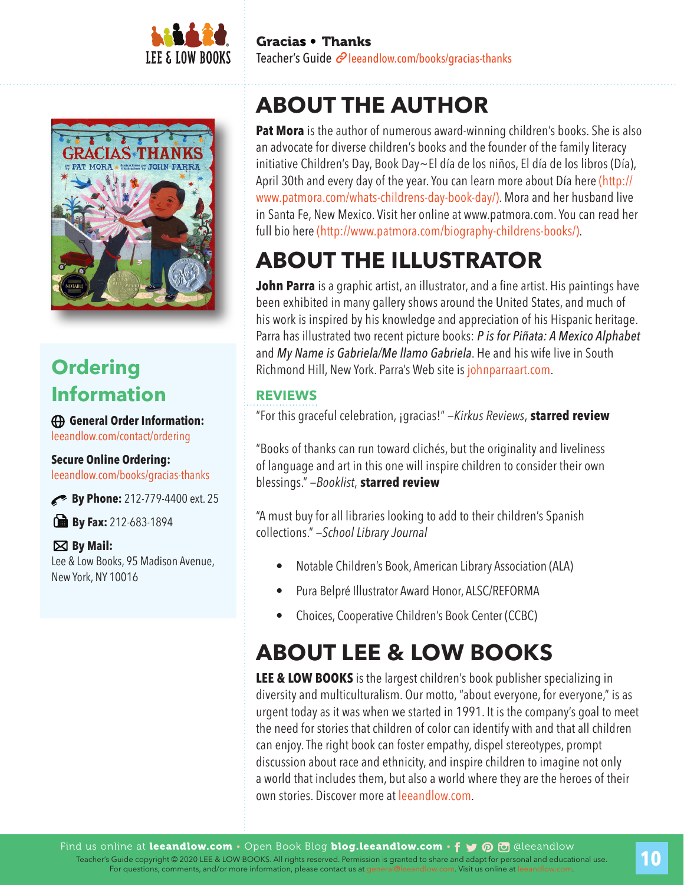# ABOUT THE AUTHOR

**Pat Mora** is the author of numerous award-winning children's books. She is also an advocate for diverse children's books and the founder of the family literacy initiative Children's Day, Book Day~El día de los niños, El día de los libros (Día), April 30th and every day of the year. You can learn more about Día here (http://www.patmora.com/whats-childrens-day-book-day/). Mora and her husband live in Santa Fe, New Mexico. Visit her online at www.patmora.com. You can read her full bio here (http://www.patmora.com/biography-childrens-books/).

# ABOUT THE ILLUSTRATOR

**John Parra** is a graphic artist, an illustrator, and a fine artist. His paintings have been exhibited in many gallery shows around the United States, and much of his work is inspired by his knowledge and appreciation of his Hispanic heritage. Parra has illustrated two recent picture books: *P is for Piñata: A Mexico Alphabet* and *My Name is Gabriela/Me llamo Gabriela*. He and his wife live in South Richmond Hill, New York. Parra's Web site is johnparraart.com.

## REVIEWS

"For this graceful celebration, ¡gracias!" –*Kirkus Reviews*, **starred review**

"Books of thanks can run toward clichés, but the originality and liveliness of language and art in this one will inspire children to consider their own blessings." –*Booklist*, **starred review**

"A must buy for all libraries looking to add to their children's Spanish collections." –*School Library Journal*

- Notable Children's Book, American Library Association (ALA)
- Pura Belpré Illustrator Award Honor, ALSC/REFORMA
- Choices, Cooperative Children's Book Center (CCBC)

# ABOUT LEE & LOW BOOKS

**LEE & LOW BOOKS** is the largest children's book publisher specializing in diversity and multiculturalism. Our motto, "about everyone, for everyone," is as urgent today as it was when we started in 1991. It is the company's goal to meet the need for stories that children of color can identify with and that all children can enjoy. The right book can foster empathy, dispel stereotypes, prompt discussion about race and ethnicity, and inspire children to imagine not only a world that includes them, but also a world where they are the heroes of their own stories. Discover more at leeandlow.com.

## Ordering Information

**General Order Information:**
leeandlow.com/contact/ordering

**Secure Online Ordering:**
leeandlow.com/books/gracias-thanks

**By Phone:** 212-779-4400 ext. 25

**By Fax:** 212-683-1894

**By Mail:**
Lee & Low Books, 95 Madison Avenue, New York, NY 10016